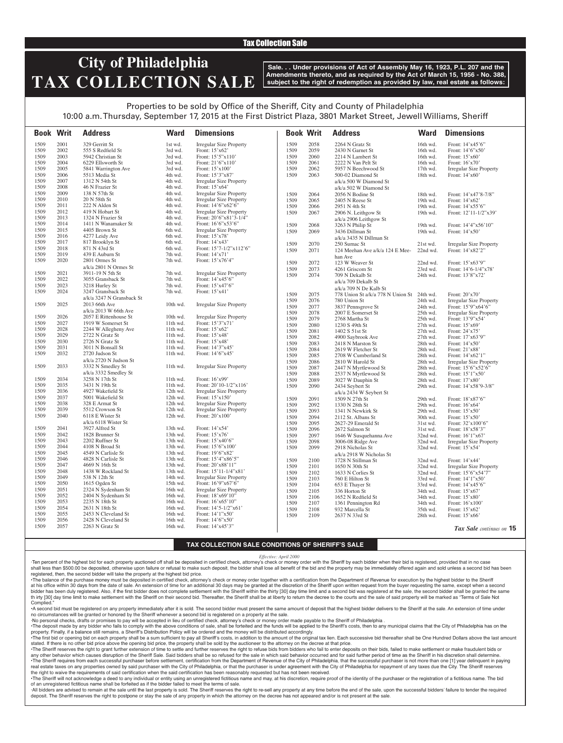Tax Collection Sale

# City of Philadelphia TAX COLLECTION SALE

**Sale. . . Under provisions of Act of Assembly May 16, 1923, P.L. 207 and the Amendments thereto, and as required by the Act of March 15, 1956 - No. 388, subject to the right of redemption as provided by law, real estate as follows:**

Properties to be sold by Office of the Sheriff, City and County of Philadelphia
10:00 a.m. Thursday, September 17, 2015 at the First District Plaza, 3801 Market Street, Jewell Williams, Sheriff

| Book | Writ | Address | Ward | Dimensions |
|---|---|---|---|---|
| 1509 | 2001 | 329 Gerritt St | 1st wd. | Irregular Size Property |
| 1509 | 2002 | 555 S Redfield St | 3rd wd. | Front: 15'x62' |
| 1509 | 2003 | 5942 Christian St | 3rd wd. | Front: 15'5"x110' |
| 1509 | 2004 | 6229 Ellsworth St | 3rd wd. | Front: 21'6"x110' |
| 1509 | 2005 | 5841 Warrington Ave | 3rd wd. | Front: 15'x100' |
| 1509 | 2006 | 5513 Media St | 4th wd. | Front: 15'3"x87' |
| 1509 | 2007 | 1312 N 54th St | 4th wd. | Irregular Size Property |
| 1509 | 2008 | 46 N Frazier St | 4th wd. | Front: 15'x64' |
| 1509 | 2009 | 138 N 57th St | 4th wd. | Irregular Size Property |
| 1509 | 2010 | 20 N 58th St | 4th wd. | Irregular Size Property |
| 1509 | 2011 | 222 N Alden St | 4th wd. | Front: 14'6"x62'6" |
| 1509 | 2012 | 419 N Hobart St | 4th wd. | Irregular Size Property |
| 1509 | 2013 | 1324 N Frazier St | 4th wd. | Front: 20'6"x81'3-1/4" |
| 1509 | 2014 | 1411 N Wanamaker St | 4th wd. | Front: 16'6"x53'6" |
| 1509 | 2015 | 4405 Brown St | 6th wd. | Irregular Size Property |
| 1509 | 2016 | 4277 Leidy Ave | 6th wd. | Front: 15'x78' |
| 1509 | 2017 | 817 Brooklyn St | 6th wd. | Front: 14'x43' |
| 1509 | 2018 | 871 N 43rd St | 6th wd. | Front: 15'7-1/2"x112'6" |
| 1509 | 2019 | 439 E Auburn St | 7th wd. | Front: 14'x71' |
| 1509 | 2020 | 2801 Ormes St a/k/a 2801 N Ormes St | 7th wd. | Front: 15'x76'4" |
| 1509 | 2021 | 3911-19 N 5th St | 7th wd. | Irregular Size Property |
| 1509 | 2022 | 3055 Gransback St | 7th wd. | Front: 14'x45'6" |
| 1509 | 2023 | 3218 Hurley St | 7th wd. | Front: 15'x47'6" |
| 1509 | 2024 | 3247 Gransback St a/k/a 3247 N Gransback St | 7th wd. | Front: 15'x41' |
| 1509 | 2025 | 2013 66th Ave a/k/a 2013 W 66th Ave | 10th wd. | Irregular Size Property |
| 1509 | 2026 | 2057 E Rittenhouse St | 10th wd. | Irregular Size Property |
| 1509 | 2027 | 1919 W Somerset St | 11th wd. | Front: 15'3"x71' |
| 1509 | 2028 | 2244 W Allegheny Ave | 11th wd. | Front: 15'x62' |
| 1509 | 2029 | 2722 N Gratz St | 11th wd. | Front: 15'x48' |
| 1509 | 2030 | 2726 N Gratz St | 11th wd. | Front: 15'x48' |
| 1509 | 2031 | 3011 N Bonsall St | 11th wd. | Front: 14'3"x45' |
| 1509 | 2032 | 2720 Judson St a/k/a 2720 N Judson St | 11th wd. | Front: 14'6"x45' |
| 1509 | 2033 | 3332 N Smedley St a/k/a 3332 Smedley St | 11th wd. | Irregular Size Property |
| 1509 | 2034 | 3258 N 17th St | 11th wd. | Front: 16'x99' |
| 1509 | 2035 | 3431 N 19th St | 11th wd. | Front: 20'10-1/2"x116' |
| 1509 | 2036 | 4927 Wakefield St | 12th wd. | Irregular Size Property |
| 1509 | 2037 | 5001 Wakefield St | 12th wd. | Front: 15'x150' |
| 1509 | 2038 | 328 E Armat St | 12th wd. | Irregular Size Property |
| 1509 | 2039 | 5512 Crowson St | 12th wd. | Irregular Size Property |
| 1509 | 2040 | 6118 E Wister St a/k/a 6118 Wister St | 12th wd. | Front: 20'x100' |
| 1509 | 2041 | 3927 Alfred St | 13th wd. | Front: 14'x54' |
| 1509 | 2042 | 1828 Brunner St | 13th wd. | Front: 15'x76' |
| 1509 | 2043 | 2202 Ruffner St | 13th wd. | Front: 15'x40'6" |
| 1509 | 2044 | 4108 N Broad St | 13th wd. | Front: 15'6"x100' |
| 1509 | 2045 | 4549 N Carlisle St | 13th wd. | Front: 19'6"x82' |
| 1509 | 2046 | 4828 N Carlisle St | 13th wd. | Front: 15'4"x86'5" |
| 1509 | 2047 | 4669 N 16th St | 13th wd. | Front: 20'x88'11" |
| 1509 | 2048 | 1438 W Rockland St | 13th wd. | Front: 15'11-1/4"x81' |
| 1509 | 2049 | 538 N 12th St | 14th wd. | Irregular Size Property |
| 1509 | 2050 | 1615 Ogden St | 15th wd. | Front: 16'9"x67'6" |
| 1509 | 2051 | 2324 N Sydenham St | 16th wd. | Irregular Size Property |
| 1509 | 2052 | 2404 N Sydenham St | 16th wd. | Front: 18'x69'10" |
| 1509 | 2053 | 2235 N 18th St | 16th wd. | Front: 16'x65'10" |
| 1509 | 2054 | 2631 N 18th St | 16th wd. | Front: 14'5-1/2"x61' |
| 1509 | 2055 | 2453 N Cleveland St | 16th wd. | Front: 14'1"x50' |
| 1509 | 2056 | 2428 N Cleveland St | 16th wd. | Front: 14'6"x50' |
| 1509 | 2057 | 2263 N Gratz St | 16th wd. | Front: 14'x45'3" |
| 1509 | 2058 | 2264 N Gratz St | 16th wd. | Front: 14'x45'6" |
| 1509 | 2059 | 2430 N Garnet St | 16th wd. | Front: 14'6"x50' |
| 1509 | 2060 | 2214 N Lambert St | 16th wd. | Front: 15'x60' |
| 1509 | 2061 | 2222 N Van Pelt St | 16th wd. | Front: 16'x70' |
| 1509 | 2062 | 5957 N Beechwood St | 17th wd. | Irregular Size Property |
| 1509 | 2063 | 500-02 Diamond St a/k/a 500 W Diamond St a/k/a 502 W Diamond St | 18th wd. | Front: 14'x60' |
| 1509 | 2064 | 2056 N Bodine St | 18th wd. | Front: 14'x47'8-7/8" |
| 1509 | 2065 | 2405 N Reese St | 19th wd. | Front: 14'x62' |
| 1509 | 2066 | 2951 N 4th St | 19th wd. | Front: 14'x55'6" |
| 1509 | 2067 | 2906 N. Leithgow St a/k/a 2906 Leithgow St | 19th wd. | Front: 12'11-1/2"x39' |
| 1509 | 2068 | 3263 N Philip St | 19th wd. | Front: 14'4"x56'10" |
| 1509 | 2069 | 3436 Dillman St a/k/a 3435 N Dillman St | 19th wd. | Front: 14'x50' |
| 1509 | 2070 | 250 Sumac St | 21st wd. | Irregular Size Property |
| 1509 | 2071 | 124 Meehan Ave a/k/a 124 E Meehan Ave | 22nd wd. | Front: 14'x82'2" |
| 1509 | 2072 | 123 W Weaver St | 22nd wd. | Front: 15'x63'9" |
| 1509 | 2073 | 4261 Griscom St | 23rd wd. | Front: 14'6-1/4"x78' |
| 1509 | 2074 | 709 N Dekalb St a/k/a 709 Dekalb St a/k/a 709 N De Kalb St | 24th wd. | Front: 13'8"x72' |
| 1509 | 2075 | 778 Union St a/k/a 778 N Union St | 24th wd. | Front: 20'x70' |
| 1509 | 2076 | 780 Union St | 24th wd. | Irregular Size Property |
| 1509 | 2077 | 3837 Pennsgrove St | 24th wd. | Front: 15'9"x64'6" |
| 1509 | 2078 | 2007 E Somerset St | 25th wd. | Irregular Size Property |
| 1509 | 2079 | 2768 Martha St | 25th wd. | Front: 13'9"x54' |
| 1509 | 2080 | 1230 S 49th St | 27th wd. | Front: 15'x69' |
| 1509 | 2081 | 1402 S 51st St | 27th wd. | Front: 24'x75' |
| 1509 | 2082 | 4900 Saybrook Ave | 27th wd. | Front: 17'x63'9" |
| 1509 | 2083 | 2418 N Marston St | 28th wd. | Front: 14'x50' |
| 1509 | 2084 | 2619 W Fletcher St | 28th wd. | Front: 21'x88' |
| 1509 | 2085 | 2708 W Cumberland St | 28th wd. | Front: 14'x62'1" |
| 1509 | 2086 | 2810 W Harold St | 28th wd. | Irregular Size Property |
| 1509 | 2087 | 2447 N Myrtlewood St | 28th wd. | Front: 15'6"x52'6" |
| 1509 | 2088 | 2537 N Myrtlewood St | 28th wd. | Front: 15'1"x50' |
| 1509 | 2089 | 3027 W Dauphin St | 28th wd. | Front: 17'x80' |
| 1509 | 2090 | 2434 Seybert St a/k/a 2434 W Seybert St | 29th wd. | Front: 14'x58'9-3/8" |
| 1509 | 2091 | 1509 N 27th St | 29th wd. | Front: 18'x87'6" |
| 1509 | 2092 | 1330 N 28th St | 29th wd. | Front: 16'x64' |
| 1509 | 2093 | 1341 N Newkirk St | 29th wd. | Front: 15'x50' |
| 1509 | 2094 | 2112 St. Albans St | 30th wd. | Front: 15'x50' |
| 1509 | 2095 | 2627-29 Emerald St | 31st wd. | Front: 32'x100'6" |
| 1509 | 2096 | 2672 Salmon St | 31st wd. | Front: 18'x58'3" |
| 1509 | 2097 | 1646 W Susquehanna Ave | 32nd wd. | Front: 16'1"x67' |
| 1509 | 2098 | 3006-08 Ridge Ave | 32nd wd. | Irregular Size Property |
| 1509 | 2099 | 2918 Nicholas St a/k/a 2918 W Nicholas St | 32nd wd. | Front: 15'x54' |
| 1509 | 2100 | 1728 N Stillman St | 32nd wd. | Front: 14'x44' |
| 1509 | 2101 | 1650 N 30th St | 32nd wd. | Irregular Size Property |
| 1509 | 2102 | 1633 N Corlies St | 32nd wd. | Front: 15'6"x54'7" |
| 1509 | 2103 | 760 E Hilton St | 33rd wd. | Front: 14'1"x50' |
| 1509 | 2104 | 653 E Thayer St | 33rd wd. | Front: 14'x45'6" |
| 1509 | 2105 | 336 Horton St | 34th wd. | Front: 15'x67' |
| 1509 | 2106 | 1652 N Redfield St | 34th wd. | Front: 15'x80' |
| 1509 | 2107 | 1361 Pennington Rd | 34th wd. | Front: 16'x100' |
| 1509 | 2108 | 932 Marcella St | 35th wd. | Front: 15'x62' |
| 1509 | 2109 | 2637 N 33rd St | 28th wd. | Front: 15'x66' |

*Tax Sale continues on* **15**

## TAX COLLECTION SALE CONDITIONS OF SHERIFF'S SALE

*Effective: April 2000*

·Ten percent of the highest bid for each property auctioned off shall be deposited in certified check, attorney's check or money order with the Sheriff by each bidder when their bid is registered, provided that in no case shall less than $500.00 be deposited, otherwise upon failure or refusal to make such deposit, the bidder shall lose all benefit of the bid and the property may be immediately offered again and sold unless a second bid has been registered, then, the second bidder will take the property at the highest bid price.

•The balance of the purchase money must be deposited in certified check, attorney's check or money order together with a certification from the Department of Revenue for execution by the highest bidder to the Sheriff at his office within 30 days from the date of sale. An extension of time for an additional 30 days may be granted at the discretion of the Sheriff upon written request from the buyer requesting the same, except when a second bidder has been duly registered. Also, if the first bidder does not complete settlement with the Sheriff within the thirty [30] day time limit and a second bid was registered at the sale, the second bidder shall be granted the same th irty [30] day time limit to make settlement with the Sheriff on their second bid. Thereafter, the Sheriff shall be at liberty to return the decree to the courts and the sale of said property will be marked as "Terms of Sale Not Complied."

•A second bid must be registered on any property immediately after it is sold. The second bidder must present the same amount of deposit that the highest bidder delivers to the Sheriff at the sale. An extension of time under no circumstances will be granted or honored by the Sheriff whenever a second bid is registered on a property at the sale.

·No personal checks, drafts or promises to pay will be accepted in lieu of certified check, attorney's check or money order made payable to the Sheriff of Philadelphia .

•The deposit made by any bidder who fails to comply with the above conditions of sale, shall be forteited and the funds will be applied to the Sheriff's costs, then to any municipal claims that the City of Philadelphia has on the property. Finally, if a balance still remains, a Sheriff's Distribution Policy will be ordered and the money will be distributed accordingly.

•The first bid or opening bid on each property shall be a sum sufficient to pay all Sheriff's costs, in addition to the amount of the original tax lien. Each successive bid thereafter shall be One Hundred Dollars above the last amount stated. If there is no other bid price above the opening bid price, the property shall be sold by the auctioneer to the attorney on the decree at that price.

•The Sheriff reserves the right to grant further extension of time to settle and further reserves the right to refuse bids from bidders who fail to enter deposits on their bids, failed to make settlement or make fraudulent bids or any other behavior which causes disruption of the Sheriff Sale. Said bidders shall be so refused for the sale in which said behavior occurred and for said further period of time as the Sheriff in his discretion shall determine.

•The Sheriff requires from each successful purchaser before settlement, certification from the Department of Revenue of the City of Philadelphia, that the successful purchaser is not more than one [1] year delinquent in paying real estate taxes on any properties owned by said purchaser with the City of Philadelphia, or that the purchaser is under agreement with the City of Philadelphia for repayment of any taxes due the City. The Sheriff reserves the right to waive the requirements of said certification when the said certification has been reasonably requested but has not been received.

•The Sheriff will not acknowledge a deed to any individual or entity using an unregistered fictitious name and may, at his discretion, require proof of the identity of the purchaser or the registration of a fictitious name. The bid of an unregistered fictitious name shall be forfeited as if the bidder failed to meet the terms of sale.

·All bidders are advised to remain at the sale until the last property is sold. The Sheriff reserves the right to re-sell any property at any time before the end of the sale, upon the successful bidders' failure to tender the required deposit. The Sheriff reserves the right to postpone or stay the sale of any property in which the attorney on the decree has not appeared and/or is not present at the sale.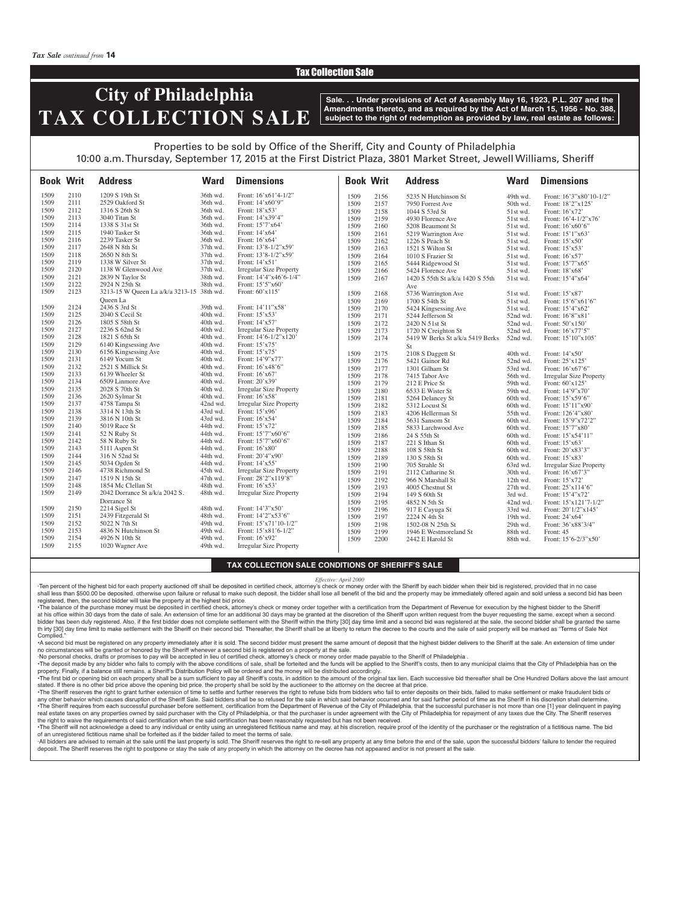*Tax Sale continued from* **14**

Tax Collection Sale

# City of Philadelphia TAX COLLECTION SALE

**Sale. . . Under provisions of Act of Assembly May 16, 1923, P.L. 207 and the Amendments thereto, and as required by the Act of March 15, 1956 - No. 388, subject to the right of redemption as provided by law, real estate as follows:**

Properties to be sold by Office of the Sheriff, City and County of Philadelphia
10:00 a.m. Thursday, September 17, 2015 at the First District Plaza, 3801 Market Street, Jewell Williams, Sheriff

| Book | Writ | Address | Ward | Dimensions |
|---|---|---|---|---|
| 1509 | 2110 | 1209 S 19th St | 36th wd. | Front: 16'x61'4-1/2" |
| 1509 | 2111 | 2529 Oakford St | 36th wd. | Front: 14'x60'9" |
| 1509 | 2112 | 1316 S 26th St | 36th wd. | Front: 18'x53' |
| 1509 | 2113 | 3040 Titan St | 36th wd. | Front: 14'x39'4" |
| 1509 | 2114 | 1338 S 31st St | 36th wd. | Front: 15'7'x64' |
| 1509 | 2115 | 1940 Tasker St | 36th wd. | Front: 14'x64' |
| 1509 | 2116 | 2239 Tasker St | 36th wd. | Front: 16'x64' |
| 1509 | 2117 | 2648 N 8th St | 37th wd. | Front: 13'8-1/2"x59' |
| 1509 | 2118 | 2650 N 8th St | 37th wd. | Front: 13'8-1/2"x59' |
| 1509 | 2119 | 1338 W Silver St | 37th wd. | Front: 14'x51' |
| 1509 | 2120 | 1138 W Glenwood Ave | 37th wd. | Irregular Size Property |
| 1509 | 2121 | 2839 N Taylor St | 38th wd. | Front: 14'4"x46'6-1/4" |
| 1509 | 2122 | 2924 N 25th St | 38th wd. | Front: 15'5"x60' |
| 1509 | 2123 | 3213-15 W Queen La a/k/a 3213-15 Queen La | 38th wd. | Front: 60'x115' |
| 1509 | 2124 | 2436 S 3rd St | 39th wd. | Front: 14'11"x58' |
| 1509 | 2125 | 2040 S Cecil St | 40th wd. | Front: 15'x53' |
| 1509 | 2126 | 1805 S 58th St | 40th wd. | Front: 14'x57' |
| 1509 | 2127 | 2236 S 62nd St | 40th wd. | Irregular Size Property |
| 1509 | 2128 | 1821 S 65th St | 40th wd. | Front: 14'6-1/2"x120' |
| 1509 | 2129 | 6140 Kingsessing Ave | 40th wd. | Front: 15'x75' |
| 1509 | 2130 | 6156 Kingsessing Ave | 40th wd. | Front: 15'x75' |
| 1509 | 2131 | 6149 Yocum St | 40th wd. | Front: 14'9"x77' |
| 1509 | 2132 | 2521 S Millick St | 40th wd. | Front: 16'x48'6" |
| 1509 | 2133 | 6139 Wheeler St | 40th wd. | Front: 16'x67' |
| 1509 | 2134 | 6509 Linmore Ave | 40th wd. | Front: 20'x39' |
| 1509 | 2135 | 2028 S 70th St | 40th wd. | Irregular Size Property |
| 1509 | 2136 | 2620 Sylmar St | 40th wd. | Front: 16'x58' |
| 1509 | 2137 | 4758 Tampa St | 42nd wd. | Irregular Size Property |
| 1509 | 2138 | 3314 N 13th St | 43rd wd. | Front: 15'x96' |
| 1509 | 2139 | 3816 N 10th St | 43rd wd. | Front: 16'x54' |
| 1509 | 2140 | 5019 Race St | 44th wd. | Front: 15'x72' |
| 1509 | 2141 | 52 N Ruby St | 44th wd. | Front: 15'7"x60'6" |
| 1509 | 2142 | 58 N Ruby St | 44th wd. | Front: 15'7"x60'6" |
| 1509 | 2143 | 5111 Aspen St | 44th wd. | Front: 16'x80' |
| 1509 | 2144 | 316 N 52nd St | 44th wd. | Front: 20'4"x90' |
| 1509 | 2145 | 5034 Ogden St | 44th wd. | Front: 14'x55' |
| 1509 | 2146 | 4738 Richmond St | 45th wd. | Irregular Size Property |
| 1509 | 2147 | 1519 N 15th St | 47th wd. | Front: 28'2"x119'8" |
| 1509 | 2148 | 1854 Mc Clellan St | 48th wd. | Front: 16'x53' |
| 1509 | 2149 | 2042 Dorrance St a/k/a 2042 S. Dorrance St | 48th wd. | Irregular Size Property |
| 1509 | 2150 | 2214 Sigel St | 48th wd. | Front: 14'3"x50' |
| 1509 | 2151 | 2439 Fitzgerald St | 48th wd. | Front: 14'2"x53'6" |
| 1509 | 2152 | 5022 N 7th St | 49th wd. | Front: 15'x71'10-1/2" |
| 1509 | 2153 | 4836 N Hutchinson St | 49th wd. | Front: 15'x81'6-1/2" |
| 1509 | 2154 | 4926 N 10th St | 49th wd. | Front: 16'x92' |
| 1509 | 2155 | 1020 Wagner Ave | 49th wd. | Irregular Size Property |
| 1509 | 2156 | 5235 N Hutchinson St | 49th wd. | Front: 16'3"x80'10-1/2" |
| 1509 | 2157 | 7950 Forrest Ave | 50th wd. | Front: 18'2"x125' |
| 1509 | 2158 | 1044 S 53rd St | 51st wd. | Front: 16'x72' |
| 1509 | 2159 | 4930 Florence Ave | 51st wd. | Front: 16'4-1/2"x76' |
| 1509 | 2160 | 5208 Beaumont St | 51st wd. | Front: 16'x60'6" |
| 1509 | 2161 | 5219 Warrington Ave | 51st wd. | Front: 15'1"x63' |
| 1509 | 2162 | 1226 S Peach St | 51st wd. | Front: 15'x50' |
| 1509 | 2163 | 1521 S Wilton St | 51st wd. | Front: 15'x53' |
| 1509 | 2164 | 1010 S Frazier St | 51st wd. | Front: 16'x57' |
| 1509 | 2165 | 5444 Ridgewood St | 51st wd. | Front: 15'7"x65' |
| 1509 | 2166 | 5424 Florence Ave | 51st wd. | Front: 18'x68' |
| 1509 | 2167 | 1420 S 55th St a/k/a 1420 S 55th Ave | 51st wd. | Front: 15'4"x64' |
| 1509 | 2168 | 5736 Warrington Ave | 51st wd. | Front: 15'x87' |
| 1509 | 2169 | 1700 S 54th St | 51st wd. | Front: 15'6"x61'6" |
| 1509 | 2170 | 5424 Kingsessing Ave | 51st wd. | Front: 15'4"x62' |
| 1509 | 2171 | 5244 Jefferson St | 52nd wd. | Front: 16'8"x81' |
| 1509 | 2172 | 2420 N 51st St | 52nd wd. | Front: 50'x150' |
| 1509 | 2173 | 1720 N Creighton St | 52nd wd. | Front: 16'x77'5" |
| 1509 | 2174 | 5419 W Berks St a/k/a 5419 Berks St | 52nd wd. | Front: 15'10"x105' |
| 1509 | 2175 | 2108 S Daggett St | 40th wd. | Front: 14'x50' |
| 1509 | 2176 | 5421 Gainor Rd | 52nd wd. | Front: 25'x125' |
| 1509 | 2177 | 1301 Gilham St | 53rd wd. | Front: 16'x67'6" |
| 1509 | 2178 | 7415 Tabor Ave | 56th wd. | Irregular Size Property |
| 1509 | 2179 | 212 E Price St | 59th wd. | Front: 60'x125' |
| 1509 | 2180 | 6533 E Wister St | 59th wd. | Front: 14'9"x70' |
| 1509 | 2181 | 5264 Delancey St | 60th wd. | Front: 15'x59'6" |
| 1509 | 2182 | 5312 Locust St | 60th wd. | Front: 15'11"x90' |
| 1509 | 2183 | 4206 Hellerman St | 55th wd. | Front: 126'4"x80' |
| 1509 | 2184 | 5631 Sansom St | 60th wd. | Front: 15'9"x72'2" |
| 1509 | 2185 | 5833 Larchwood Ave | 60th wd. | Front: 15'7"x80' |
| 1509 | 2186 | 24 S 55th St | 60th wd. | Front: 15'x54'11" |
| 1509 | 2187 | 221 S Ithan St | 60th wd. | Front: 15'x63' |
| 1509 | 2188 | 108 S 58th St | 60th wd. | Front: 20'x83'3" |
| 1509 | 2189 | 130 S 58th St | 60th wd. | Front: 15'x83' |
| 1509 | 2190 | 705 Strahle St | 63rd wd. | Irregular Size Property |
| 1509 | 2191 | 2112 Catharine St | 30th wd. | Front: 16'x67'3" |
| 1509 | 2192 | 966 N Marshall St | 12th wd. | Front: 15'x72' |
| 1509 | 2193 | 4005 Chestnut St | 27th wd. | Front: 25'x114'6" |
| 1509 | 2194 | 149 S 60th St | 3rd wd. | Front: 15'4"x72' |
| 1509 | 2195 | 4852 N 5th St | 42nd wd. | Front: 15'x121'7-1/2" |
| 1509 | 2196 | 917 E Cayuga St | 33rd wd. | Front: 20'1/2"x145' |
| 1509 | 2197 | 2224 N 4th St | 19th wd. | Front: 24'x64' |
| 1509 | 2198 | 1502-08 N 25th St | 29th wd. | Front: 36'x88'3/4" |
| 1509 | 2199 | 1946 E Westmoreland St | 88th wd. | Front: 45 |
| 1509 | 2200 | 2442 E Harold St | 88th wd. | Front: 15'6-2/3"x50' |

## TAX COLLECTION SALE CONDITIONS OF SHERIFF'S SALE

*Effective: April 2000*

·Ten percent of the highest bid for each property auctioned off shall be deposited in certified check, attorney's check or money order with the Sheriff by each bidder when their bid is registered, provided that in no case shall less than $500.00 be deposited, otherwise upon failure or refusal to make such deposit, the bidder shall lose all benefit of the bid and the property may be immediately offered again and sold unless a second bid has been registered, then, the second bidder will take the property at the highest bid price.

•The balance of the purchase money must be deposited in certified check, attorney's check or money order together with a certification from the Department of Revenue for execution by the highest bidder to the Sheriff at his office within 30 days from the date of sale. An extension of time for an additional 30 days may be granted at the discretion of the Sheriff upon written request from the buyer requesting the same, except when a second bidder has been duly registered. Also, if the first bidder does not complete settlement with the Sheriff within the thirty [30] day time limit and a second bid was registered at the sale, the second bidder shall be granted the same th irty [30] day time limit to make settlement with the Sheriff on their second bid. Thereafter, the Sheriff shall be at liberty to return the decree to the courts and the sale of said property will be marked as "Terms of Sale Not Complied."

•A second bid must be registered on any property immediately after it is sold. The second bidder must present the same amount of deposit that the highest bidder delivers to the Sheriff at the sale. An extension of time under no circumstances will be granted or honored by the Sheriff whenever a second bid is registered on a property at the sale.

·No personal checks, drafts or promises to pay will be accepted in lieu of certified check, attorney's check or money order made payable to the Sheriff of Philadelphia .

•The deposit made by any bidder who fails to comply with the above conditions of sale, shall be forteited and the funds will be applied to the Sheriff's costs, then to any municipal claims that the City of Philadelphia has on the property. Finally, if a balance still remains, a Sheriff's Distribution Policy will be ordered and the money will be distributed accordingly.

•The first bid or opening bid on each property shall be a sum sufficient to pay all Sheriff's costs, in addition to the amount of the original tax lien. Each successive bid thereafter shall be One Hundred Dollars above the last amount stated. If there is no other bid price above the opening bid price, the property shall be sold by the auctioneer to the attorney on the decree at that price.

•The Sheriff reserves the right to grant further extension of time to settle and further reserves the right to refuse bids from bidders who fail to enter deposits on their bids, failed to make settlement or make fraudulent bids or any other behavior which causes disruption of the Sheriff Sale. Said bidders shall be so refused for the sale in which said behavior occurred and for said further period of time as the Sheriff in his discretion shall determine.

•The Sheriff requires from each successful purchaser before settlement, certification from the Department of Revenue of the City of Philadelphia, that the successful purchaser is not more than one [1] year delinquent in paying real estate taxes on any properties owned by said purchaser with the City of Philadelphia, or that the purchaser is under agreement with the City of Philadelphia for repayment of any taxes due the City. The Sheriff reserves the right to waive the requirements of said certification when the said certification has been reasonably requested but has not been received.

•The Sheriff will not acknowledge a deed to any individual or entity using an unregistered fictitious name and may, at his discretion, require proof of the identity of the purchaser or the registration of a fictitious name. The bid of an unregistered fictitious name shall be forfeited as if the bidder failed to meet the terms of sale.

·All bidders are advised to remain at the sale until the last property is sold. The Sheriff reserves the right to re-sell any property at any time before the end of the sale, upon the successful bidders' failure to tender the required deposit. The Sheriff reserves the right to postpone or stay the sale of any property in which the attorney on the decree has not appeared and/or is not present at the sale.